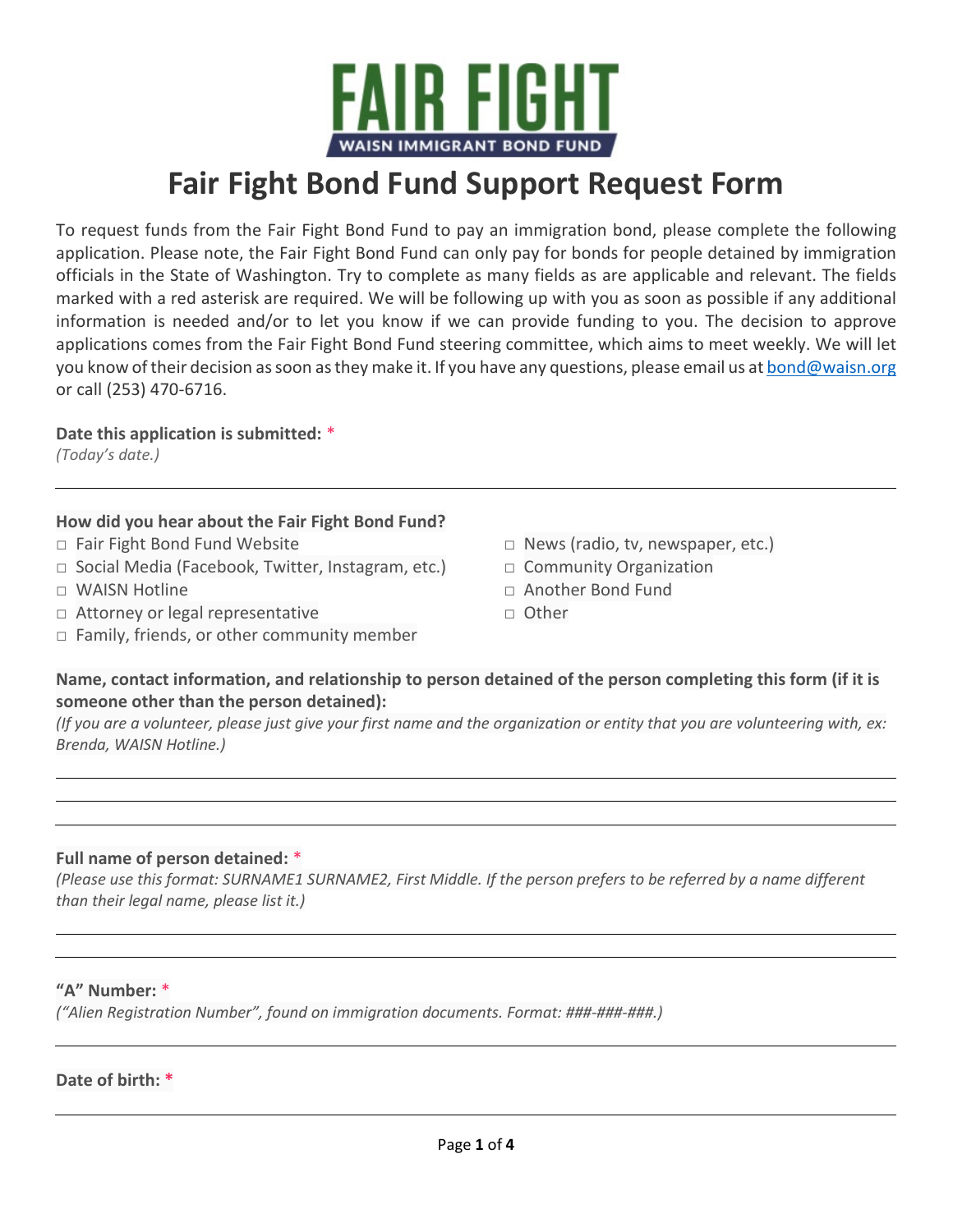FAIR FIGHT

WAISN IMMIGRANT BOND FUND

# Fair Fight Bond Fund Support Request Form

To request funds from the Fair Fight Bond Fund to pay an immigration bond, please complete the following application. Please note, the Fair Fight Bond Fund can only pay for bonds for people detained by immigration officials in the State of Washington. Try to complete as many fields as are applicable and relevant. The fields marked with a red asterisk are required. We will be following up with you as soon as possible if any additional information is needed and/or to let you know if we can provide funding to you. The decision to approve applications comes from the Fair Fight Bond Fund steering committee, which aims to meet weekly. We will let you know of their decision as soon as they make it. If you have any questions, please email us at bond@waisn.org or call (253) 470-6716.

**Date this application is submitted:** *
*(Today's date.)*

---

**How did you hear about the Fair Fight Bond Fund?**

- □ Fair Fight Bond Fund Website
- □ Social Media (Facebook, Twitter, Instagram, etc.)
- □ WAISN Hotline
- □ Attorney or legal representative
- □ Family, friends, or other community member
- □ News (radio, tv, newspaper, etc.)
- □ Community Organization
- □ Another Bond Fund
- □ Other

**Name, contact information, and relationship to person detained of the person completing this form (if it is someone other than the person detained):**
*(If you are a volunteer, please just give your first name and the organization or entity that you are volunteering with, ex: Brenda, WAISN Hotline.)*

---

---

---

**Full name of person detained:** *
*(Please use this format: SURNAME1 SURNAME2, First Middle. If the person prefers to be referred by a name different than their legal name, please list it.)*

---

---

**"A" Number:** *
*("Alien Registration Number", found on immigration documents. Format: ###-###-###.)*

---

**Date of birth:** *

---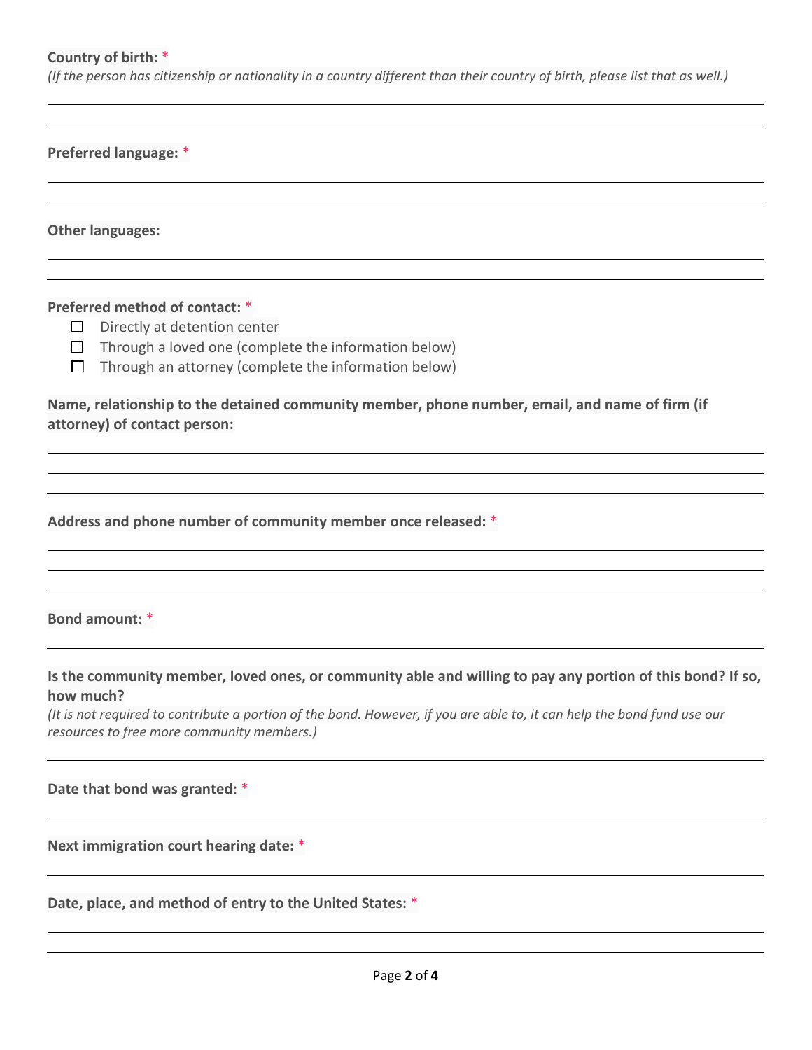**Country of birth:** *

*(If the person has citizenship or nationality in a country different than their country of birth, please list that as well.)*

**Preferred language:** *

**Other languages:**

**Preferred method of contact:** *

- ☐ Directly at detention center
- ☐ Through a loved one (complete the information below)
- ☐ Through an attorney (complete the information below)

**Name, relationship to the detained community member, phone number, email, and name of firm (if attorney) of contact person:**

**Address and phone number of community member once released:** *

**Bond amount:** *

**Is the community member, loved ones, or community able and willing to pay any portion of this bond? If so, how much?**

*(It is not required to contribute a portion of the bond. However, if you are able to, it can help the bond fund use our resources to free more community members.)*

**Date that bond was granted:** *

**Next immigration court hearing date:** *

**Date, place, and method of entry to the United States:** *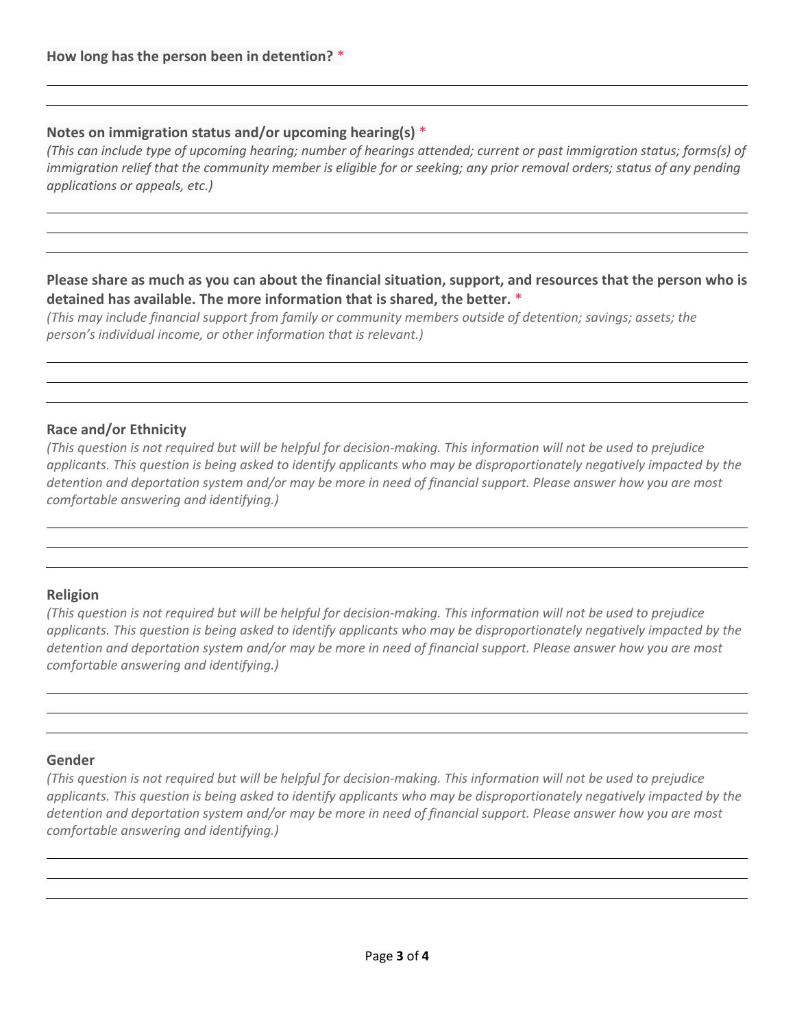**How long has the person been in detention?** *

**Notes on immigration status and/or upcoming hearing(s)** *

*(This can include type of upcoming hearing; number of hearings attended; current or past immigration status; forms(s) of immigration relief that the community member is eligible for or seeking; any prior removal orders; status of any pending applications or appeals, etc.)*

**Please share as much as you can about the financial situation, support, and resources that the person who is detained has available. The more information that is shared, the better.** *

*(This may include financial support from family or community members outside of detention; savings; assets; the person's individual income, or other information that is relevant.)*

**Race and/or Ethnicity**

*(This question is not required but will be helpful for decision-making. This information will not be used to prejudice applicants. This question is being asked to identify applicants who may be disproportionately negatively impacted by the detention and deportation system and/or may be more in need of financial support. Please answer how you are most comfortable answering and identifying.)*

**Religion**

*(This question is not required but will be helpful for decision-making. This information will not be used to prejudice applicants. This question is being asked to identify applicants who may be disproportionately negatively impacted by the detention and deportation system and/or may be more in need of financial support. Please answer how you are most comfortable answering and identifying.)*

**Gender**

*(This question is not required but will be helpful for decision-making. This information will not be used to prejudice applicants. This question is being asked to identify applicants who may be disproportionately negatively impacted by the detention and deportation system and/or may be more in need of financial support. Please answer how you are most comfortable answering and identifying.)*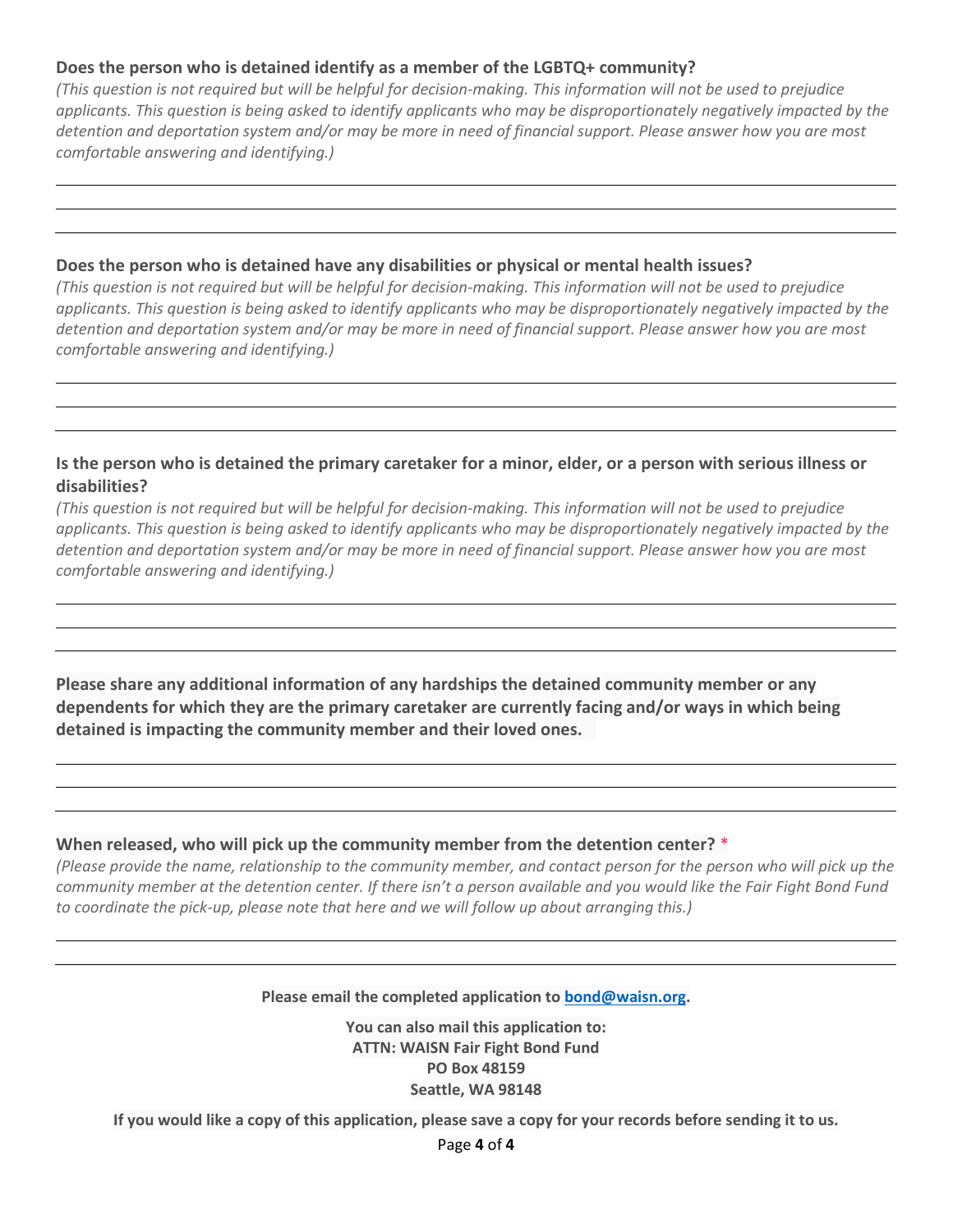**Does the person who is detained identify as a member of the LGBTQ+ community?**

*(This question is not required but will be helpful for decision-making. This information will not be used to prejudice applicants. This question is being asked to identify applicants who may be disproportionately negatively impacted by the detention and deportation system and/or may be more in need of financial support. Please answer how you are most comfortable answering and identifying.)*

---

---

---

**Does the person who is detained have any disabilities or physical or mental health issues?**

*(This question is not required but will be helpful for decision-making. This information will not be used to prejudice applicants. This question is being asked to identify applicants who may be disproportionately negatively impacted by the detention and deportation system and/or may be more in need of financial support. Please answer how you are most comfortable answering and identifying.)*

---

---

---

**Is the person who is detained the primary caretaker for a minor, elder, or a person with serious illness or disabilities?**

*(This question is not required but will be helpful for decision-making. This information will not be used to prejudice applicants. This question is being asked to identify applicants who may be disproportionately negatively impacted by the detention and deportation system and/or may be more in need of financial support. Please answer how you are most comfortable answering and identifying.)*

---

---

---

**Please share any additional information of any hardships the detained community member or any dependents for which they are the primary caretaker are currently facing and/or ways in which being detained is impacting the community member and their loved ones.**

---

---

---

**When released, who will pick up the community member from the detention center?** *

*(Please provide the name, relationship to the community member, and contact person for the person who will pick up the community member at the detention center. If there isn't a person available and you would like the Fair Fight Bond Fund to coordinate the pick-up, please note that here and we will follow up about arranging this.)*

---

---

**Please email the completed application to bond@waisn.org.**

**You can also mail this application to:**
**ATTN: WAISN Fair Fight Bond Fund**
**PO Box 48159**
**Seattle, WA 98148**

**If you would like a copy of this application, please save a copy for your records before sending it to us.**